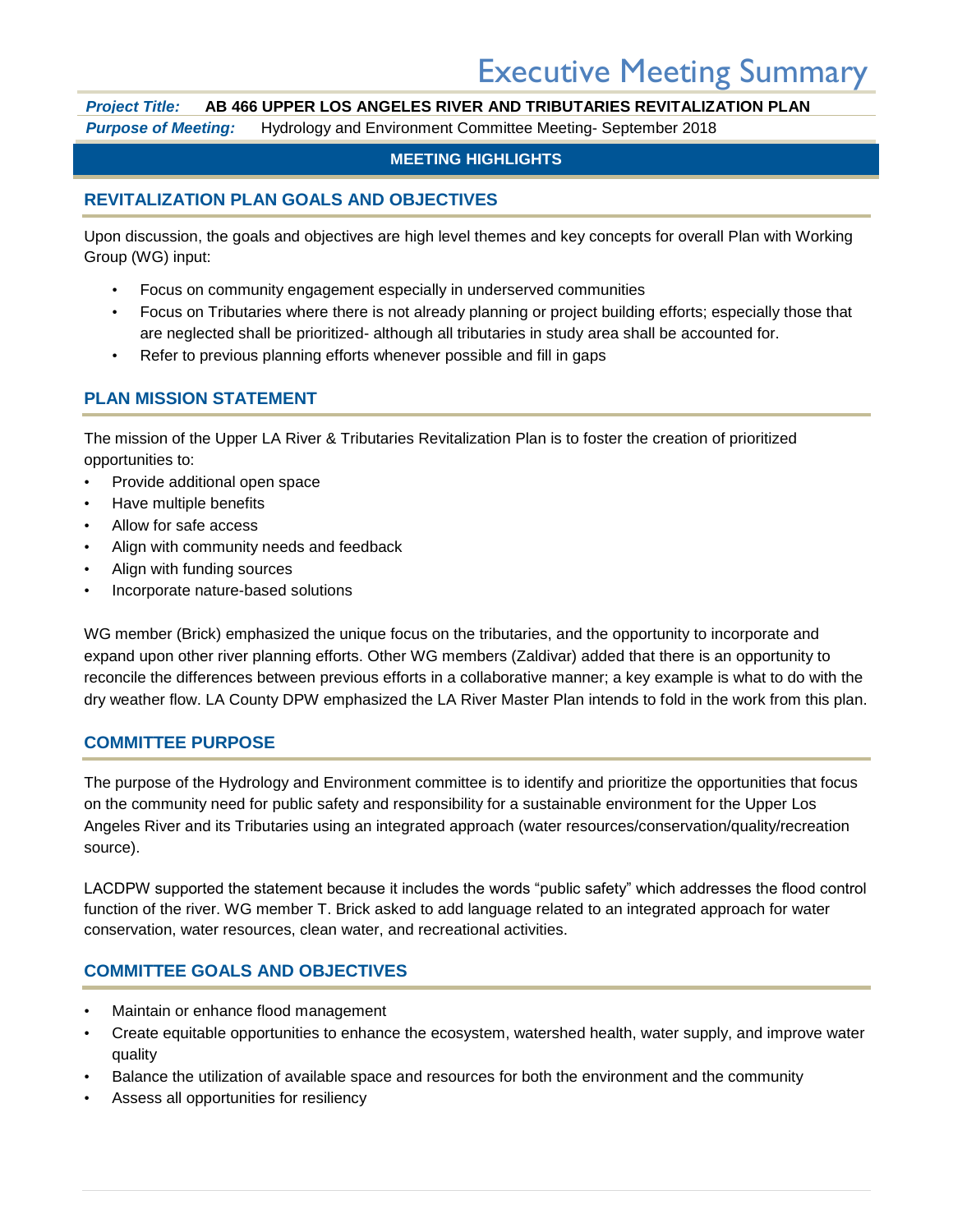# Executive Meeting Summary

***Project Title:*** **AB 466 UPPER LOS ANGELES RIVER AND TRIBUTARIES REVITALIZATION PLAN**

***Purpose of Meeting:*** Hydrology and Environment Committee Meeting- September 2018

**MEETING HIGHLIGHTS**

## REVITALIZATION PLAN GOALS AND OBJECTIVES

Upon discussion, the goals and objectives are high level themes and key concepts for overall Plan with Working Group (WG) input:

- Focus on community engagement especially in underserved communities
- Focus on Tributaries where there is not already planning or project building efforts; especially those that are neglected shall be prioritized- although all tributaries in study area shall be accounted for.
- Refer to previous planning efforts whenever possible and fill in gaps

## PLAN MISSION STATEMENT

The mission of the Upper LA River & Tributaries Revitalization Plan is to foster the creation of prioritized opportunities to:

- Provide additional open space
- Have multiple benefits
- Allow for safe access
- Align with community needs and feedback
- Align with funding sources
- Incorporate nature-based solutions

WG member (Brick) emphasized the unique focus on the tributaries, and the opportunity to incorporate and expand upon other river planning efforts. Other WG members (Zaldivar) added that there is an opportunity to reconcile the differences between previous efforts in a collaborative manner; a key example is what to do with the dry weather flow. LA County DPW emphasized the LA River Master Plan intends to fold in the work from this plan.

## COMMITTEE PURPOSE

The purpose of the Hydrology and Environment committee is to identify and prioritize the opportunities that focus on the community need for public safety and responsibility for a sustainable environment for the Upper Los Angeles River and its Tributaries using an integrated approach (water resources/conservation/quality/recreation source).

LACDPW supported the statement because it includes the words "public safety" which addresses the flood control function of the river. WG member T. Brick asked to add language related to an integrated approach for water conservation, water resources, clean water, and recreational activities.

## COMMITTEE GOALS AND OBJECTIVES

- Maintain or enhance flood management
- Create equitable opportunities to enhance the ecosystem, watershed health, water supply, and improve water quality
- Balance the utilization of available space and resources for both the environment and the community
- Assess all opportunities for resiliency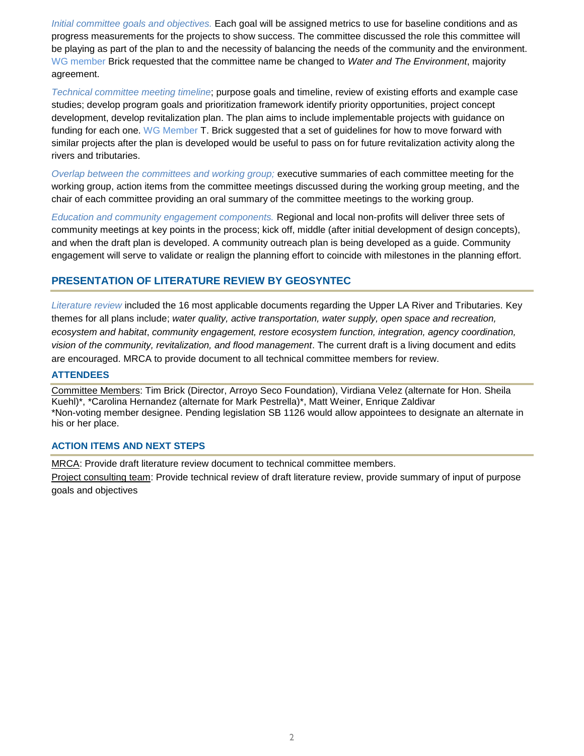*Initial committee goals and objectives.* Each goal will be assigned metrics to use for baseline conditions and as progress measurements for the projects to show success. The committee discussed the role this committee will be playing as part of the plan to and the necessity of balancing the needs of the community and the environment. WG member Brick requested that the committee name be changed to *Water and The Environment*, majority agreement.

*Technical committee meeting timeline*; purpose goals and timeline, review of existing efforts and example case studies; develop program goals and prioritization framework identify priority opportunities, project concept development, develop revitalization plan. The plan aims to include implementable projects with guidance on funding for each one. WG Member T. Brick suggested that a set of guidelines for how to move forward with similar projects after the plan is developed would be useful to pass on for future revitalization activity along the rivers and tributaries.

*Overlap between the committees and working group;* executive summaries of each committee meeting for the working group, action items from the committee meetings discussed during the working group meeting, and the chair of each committee providing an oral summary of the committee meetings to the working group.

*Education and community engagement components.* Regional and local non-profits will deliver three sets of community meetings at key points in the process; kick off, middle (after initial development of design concepts), and when the draft plan is developed. A community outreach plan is being developed as a guide. Community engagement will serve to validate or realign the planning effort to coincide with milestones in the planning effort.

## PRESENTATION OF LITERATURE REVIEW BY GEOSYNTEC

*Literature review* included the 16 most applicable documents regarding the Upper LA River and Tributaries. Key themes for all plans include; *water quality, active transportation, water supply, open space and recreation, ecosystem and habitat*, *community engagement, restore ecosystem function, integration, agency coordination, vision of the community, revitalization, and flood management*. The current draft is a living document and edits are encouraged. MRCA to provide document to all technical committee members for review.

### ATTENDEES

Committee Members: Tim Brick (Director, Arroyo Seco Foundation), Virdiana Velez (alternate for Hon. Sheila Kuehl)*, *Carolina Hernandez (alternate for Mark Pestrella)*, Matt Weiner, Enrique Zaldivar
*Non-voting member designee. Pending legislation SB 1126 would allow appointees to designate an alternate in his or her place.

### ACTION ITEMS AND NEXT STEPS

MRCA: Provide draft literature review document to technical committee members.
Project consulting team: Provide technical review of draft literature review, provide summary of input of purpose goals and objectives